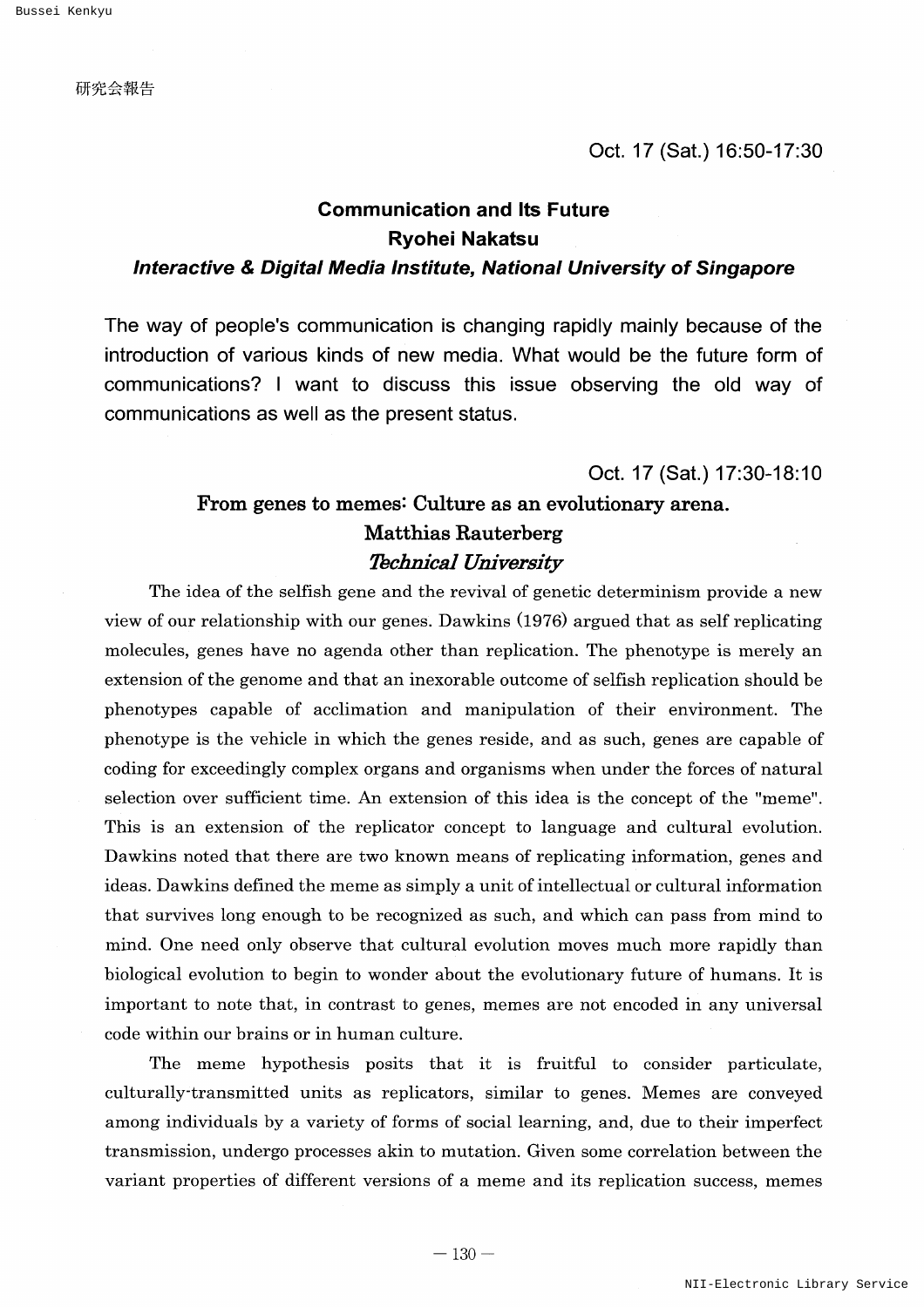研究会報告

Oct. 17 (Sat.) 16:50-17:30

## Communication and Its Future

**Ryohei Nakatsu**

***Interactive & Digital Media Institute, National University of Singapore***

The way of people's communication is changing rapidly mainly because of the introduction of various kinds of new media. What would be the future form of communications? I want to discuss this issue observing the old way of communications as well as the present status.

Oct. 17 (Sat.) 17:30-18:10

## From genes to memes: Culture as an evolutionary arena.

**Matthias Rauterberg**

***Technical University***

The idea of the selfish gene and the revival of genetic determinism provide a new view of our relationship with our genes. Dawkins (1976) argued that as self replicating molecules, genes have no agenda other than replication. The phenotype is merely an extension of the genome and that an inexorable outcome of selfish replication should be phenotypes capable of acclimation and manipulation of their environment. The phenotype is the vehicle in which the genes reside, and as such, genes are capable of coding for exceedingly complex organs and organisms when under the forces of natural selection over sufficient time. An extension of this idea is the concept of the "meme". This is an extension of the replicator concept to language and cultural evolution. Dawkins noted that there are two known means of replicating information, genes and ideas. Dawkins defined the meme as simply a unit of intellectual or cultural information that survives long enough to be recognized as such, and which can pass from mind to mind. One need only observe that cultural evolution moves much more rapidly than biological evolution to begin to wonder about the evolutionary future of humans. It is important to note that, in contrast to genes, memes are not encoded in any universal code within our brains or in human culture.

The meme hypothesis posits that it is fruitful to consider particulate, culturally-transmitted units as replicators, similar to genes. Memes are conveyed among individuals by a variety of forms of social learning, and, due to their imperfect transmission, undergo processes akin to mutation. Given some correlation between the variant properties of different versions of a meme and its replication success, memes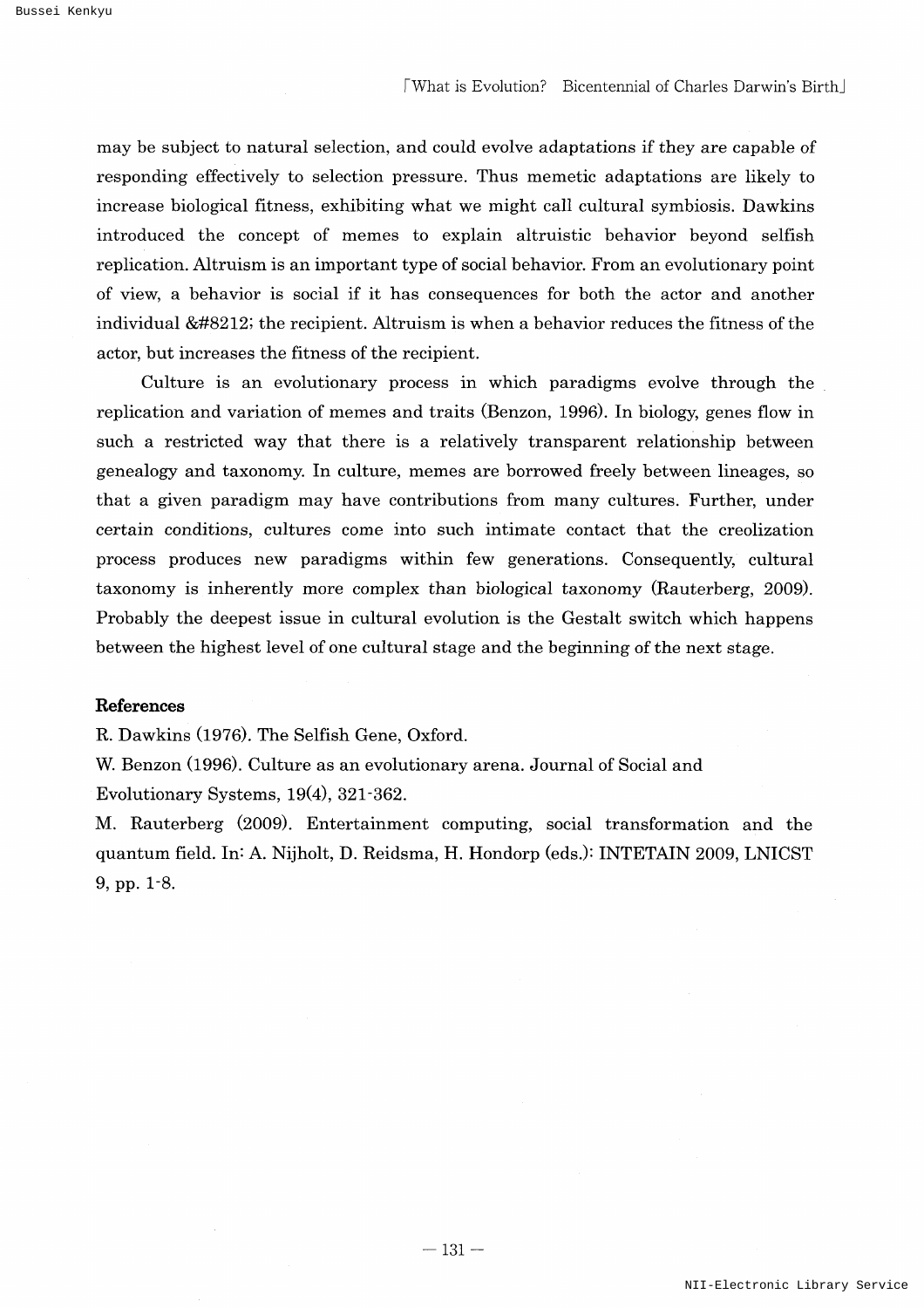may be subject to natural selection, and could evolve adaptations if they are capable of responding effectively to selection pressure. Thus memetic adaptations are likely to increase biological fitness, exhibiting what we might call cultural symbiosis. Dawkins introduced the concept of memes to explain altruistic behavior beyond selfish replication. Altruism is an important type of social behavior. From an evolutionary point of view, a behavior is social if it has consequences for both the actor and another individual &#8212; the recipient. Altruism is when a behavior reduces the fitness of the actor, but increases the fitness of the recipient.

Culture is an evolutionary process in which paradigms evolve through the replication and variation of memes and traits (Benzon, 1996). In biology, genes flow in such a restricted way that there is a relatively transparent relationship between genealogy and taxonomy. In culture, memes are borrowed freely between lineages, so that a given paradigm may have contributions from many cultures. Further, under certain conditions, cultures come into such intimate contact that the creolization process produces new paradigms within few generations. Consequently, cultural taxonomy is inherently more complex than biological taxonomy (Rauterberg, 2009). Probably the deepest issue in cultural evolution is the Gestalt switch which happens between the highest level of one cultural stage and the beginning of the next stage.

**References**

R. Dawkins (1976). The Selfish Gene, Oxford.

W. Benzon (1996). Culture as an evolutionary arena. Journal of Social and Evolutionary Systems, 19(4), 321-362.

M. Rauterberg (2009). Entertainment computing, social transformation and the quantum field. In: A. Nijholt, D. Reidsma, H. Hondorp (eds.): INTETAIN 2009, LNICST 9, pp. 1-8.